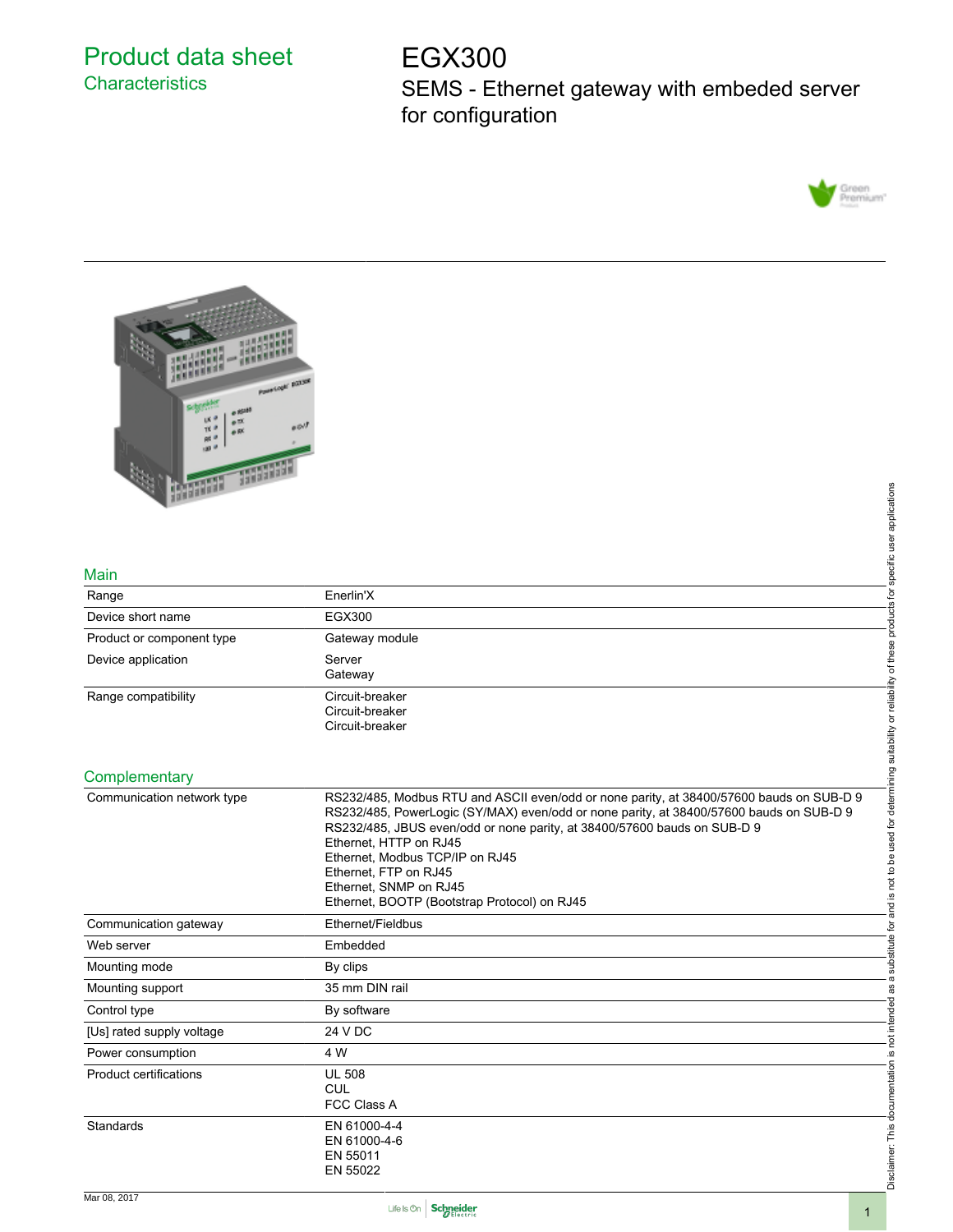# Product data sheet
## Characteristics

# EGX300
## SEMS - Ethernet gateway with embeded server for configuration

### Main

| | |
|---|---|
| Range | Enerlin'X |
| Device short name | EGX300 |
| Product or component type | Gateway module |
| Device application | Server<br>Gateway |
| Range compatibility | Circuit-breaker<br>Circuit-breaker<br>Circuit-breaker |

### Complementary

| | |
|---|---|
| Communication network type | RS232/485, Modbus RTU and ASCII even/odd or none parity, at 38400/57600 bauds on SUB-D 9<br>RS232/485, PowerLogic (SY/MAX) even/odd or none parity, at 38400/57600 bauds on SUB-D 9<br>RS232/485, JBUS even/odd or none parity, at 38400/57600 bauds on SUB-D 9<br>Ethernet, HTTP on RJ45<br>Ethernet, Modbus TCP/IP on RJ45<br>Ethernet, FTP on RJ45<br>Ethernet, SNMP on RJ45<br>Ethernet, BOOTP (Bootstrap Protocol) on RJ45 |
| Communication gateway | Ethernet/Fieldbus |
| Web server | Embedded |
| Mounting mode | By clips |
| Mounting support | 35 mm DIN rail |
| Control type | By software |
| [Us] rated supply voltage | 24 V DC |
| Power consumption | 4 W |
| Product certifications | UL 508<br>CUL<br>FCC Class A |
| Standards | EN 61000-4-4<br>EN 61000-4-6<br>EN 55011<br>EN 55022 |

Disclaimer: This documentation is not intended as a substitute for and is not to be used for determining suitability or reliability of these products for specific user applications

Mar 08, 2017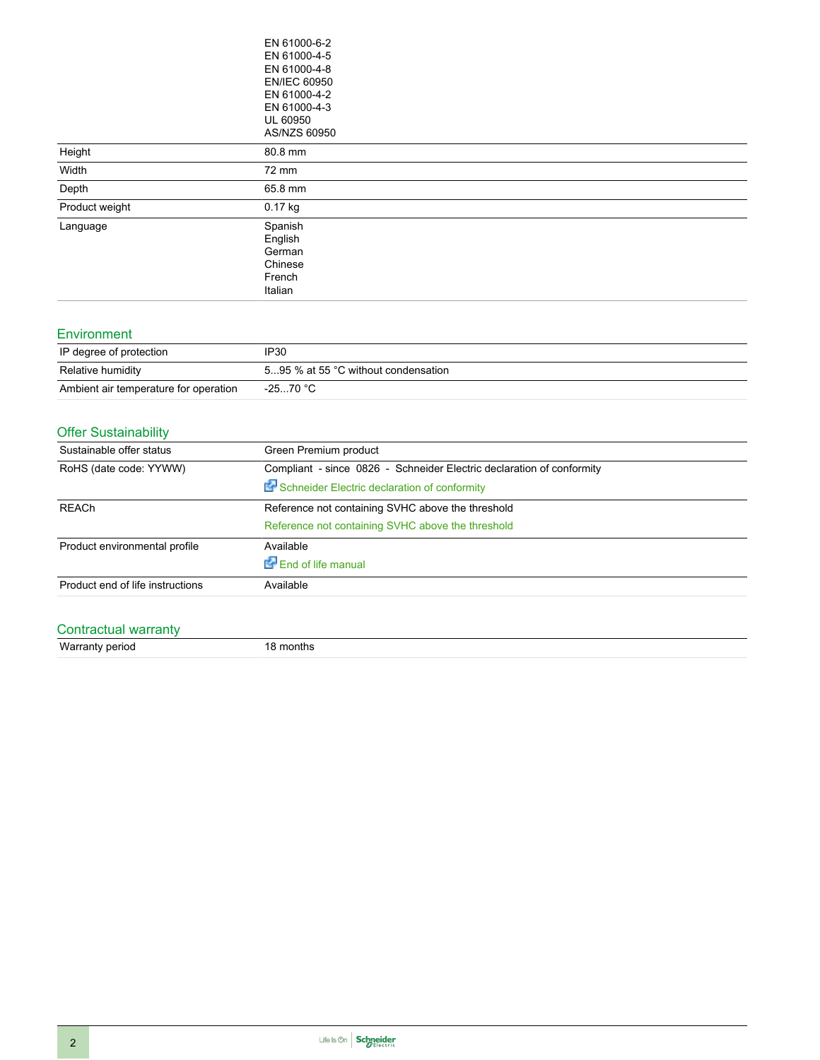| | |
|---|---|
| | EN 61000-6-2<br>EN 61000-4-5<br>EN 61000-4-8<br>EN/IEC 60950<br>EN 61000-4-2<br>EN 61000-4-3<br>UL 60950<br>AS/NZS 60950 |
| Height | 80.8 mm |
| Width | 72 mm |
| Depth | 65.8 mm |
| Product weight | 0.17 kg |
| Language | Spanish<br>English<br>German<br>Chinese<br>French<br>Italian |

## Environment

| | |
|---|---|
| IP degree of protection | IP30 |
| Relative humidity | 5...95 % at 55 °C without condensation |
| Ambient air temperature for operation | -25...70 °C |

## Offer Sustainability

| | |
|---|---|
| Sustainable offer status | Green Premium product |
| RoHS (date code: YYWW) | Compliant - since 0826 - Schneider Electric declaration of conformity<br>Schneider Electric declaration of conformity |
| REACh | Reference not containing SVHC above the threshold<br>Reference not containing SVHC above the threshold |
| Product environmental profile | Available<br>End of life manual |
| Product end of life instructions | Available |

## Contractual warranty

| | |
|---|---|
| Warranty period | 18 months |